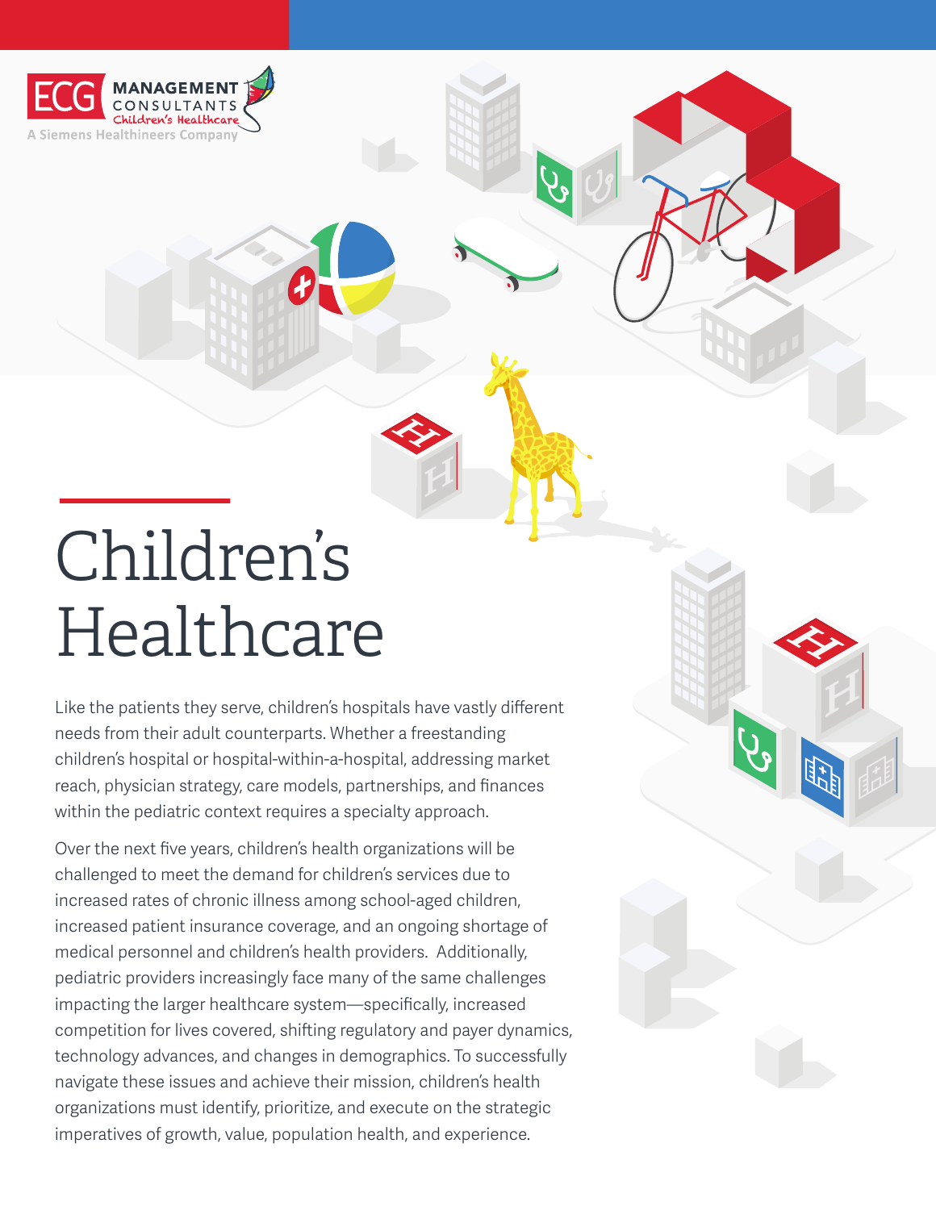ECG MANAGEMENT CONSULTANTS
Children's Healthcare
A Siemens Healthineers Company

# Children's Healthcare

Like the patients they serve, children's hospitals have vastly different needs from their adult counterparts. Whether a freestanding children's hospital or hospital-within-a-hospital, addressing market reach, physician strategy, care models, partnerships, and finances within the pediatric context requires a specialty approach.

Over the next five years, children's health organizations will be challenged to meet the demand for children's services due to increased rates of chronic illness among school-aged children, increased patient insurance coverage, and an ongoing shortage of medical personnel and children's health providers. Additionally, pediatric providers increasingly face many of the same challenges impacting the larger healthcare system—specifically, increased competition for lives covered, shifting regulatory and payer dynamics, technology advances, and changes in demographics. To successfully navigate these issues and achieve their mission, children's health organizations must identify, prioritize, and execute on the strategic imperatives of growth, value, population health, and experience.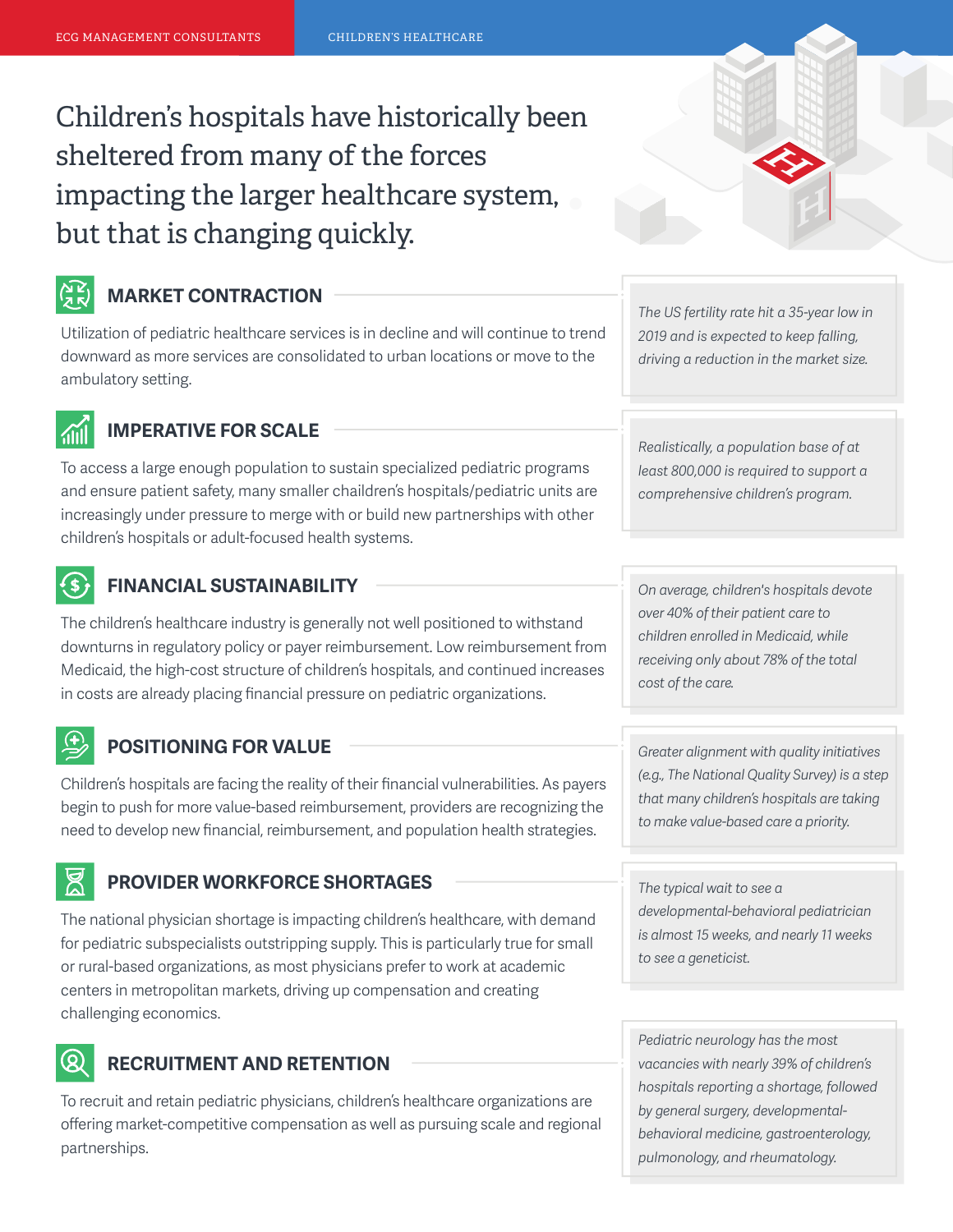# Children's hospitals have historically been sheltered from many of the forces impacting the larger healthcare system, but that is changing quickly.

## MARKET CONTRACTION

Utilization of pediatric healthcare services is in decline and will continue to trend downward as more services are consolidated to urban locations or move to the ambulatory setting.

*The US fertility rate hit a 35-year low in 2019 and is expected to keep falling, driving a reduction in the market size.*

## IMPERATIVE FOR SCALE

To access a large enough population to sustain specialized pediatric programs and ensure patient safety, many smaller chaildren's hospitals/pediatric units are increasingly under pressure to merge with or build new partnerships with other children's hospitals or adult-focused health systems.

*Realistically, a population base of at least 800,000 is required to support a comprehensive children's program.*

## FINANCIAL SUSTAINABILITY

The children's healthcare industry is generally not well positioned to withstand downturns in regulatory policy or payer reimbursement. Low reimbursement from Medicaid, the high-cost structure of children's hospitals, and continued increases in costs are already placing financial pressure on pediatric organizations.

*On average, children's hospitals devote over 40% of their patient care to children enrolled in Medicaid, while receiving only about 78% of the total cost of the care.*

## POSITIONING FOR VALUE

Children's hospitals are facing the reality of their financial vulnerabilities. As payers begin to push for more value-based reimbursement, providers are recognizing the need to develop new financial, reimbursement, and population health strategies.

*Greater alignment with quality initiatives (e.g., The National Quality Survey) is a step that many children's hospitals are taking to make value-based care a priority.*

## PROVIDER WORKFORCE SHORTAGES

The national physician shortage is impacting children's healthcare, with demand for pediatric subspecialists outstripping supply. This is particularly true for small or rural-based organizations, as most physicians prefer to work at academic centers in metropolitan markets, driving up compensation and creating challenging economics.

*The typical wait to see a developmental-behavioral pediatrician is almost 15 weeks, and nearly 11 weeks to see a geneticist.*

## RECRUITMENT AND RETENTION

To recruit and retain pediatric physicians, children's healthcare organizations are offering market-competitive compensation as well as pursuing scale and regional partnerships.

*Pediatric neurology has the most vacancies with nearly 39% of children's hospitals reporting a shortage, followed by general surgery, developmental-behavioral medicine, gastroenterology, pulmonology, and rheumatology.*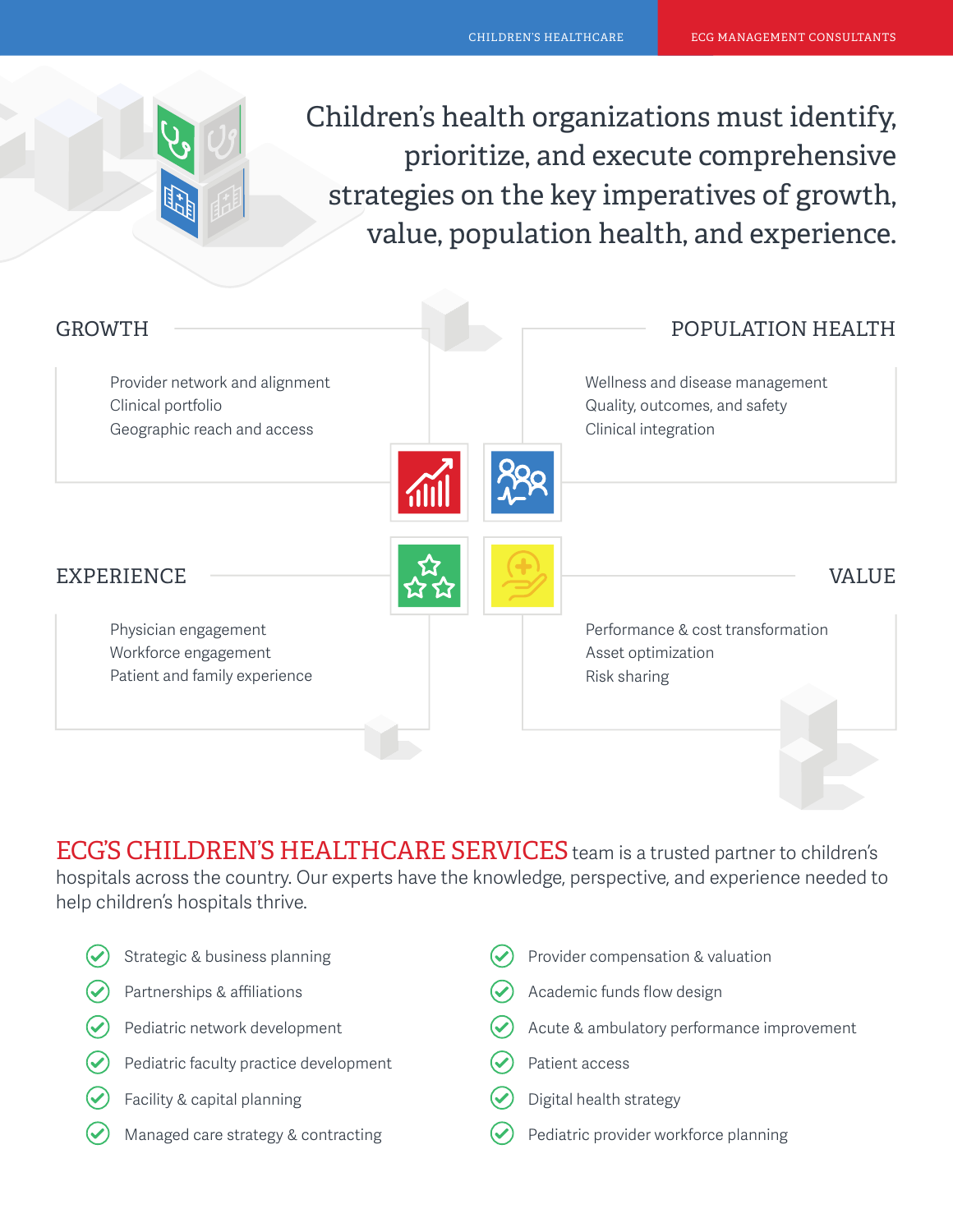Children's health organizations must identify, prioritize, and execute comprehensive strategies on the key imperatives of growth, value, population health, and experience.

## GROWTH

- Provider network and alignment
- Clinical portfolio
- Geographic reach and access

## POPULATION HEALTH

- Wellness and disease management
- Quality, outcomes, and safety
- Clinical integration

## EXPERIENCE

- Physician engagement
- Workforce engagement
- Patient and family experience

## VALUE

- Performance & cost transformation
- Asset optimization
- Risk sharing

**ECG'S CHILDREN'S HEALTHCARE SERVICES** team is a trusted partner to children's hospitals across the country. Our experts have the knowledge, perspective, and experience needed to help children's hospitals thrive.

- Strategic & business planning
- Partnerships & affiliations
- Pediatric network development
- Pediatric faculty practice development
- Facility & capital planning
- Managed care strategy & contracting
- Provider compensation & valuation
- Academic funds flow design
- Acute & ambulatory performance improvement
- Patient access
- Digital health strategy
- Pediatric provider workforce planning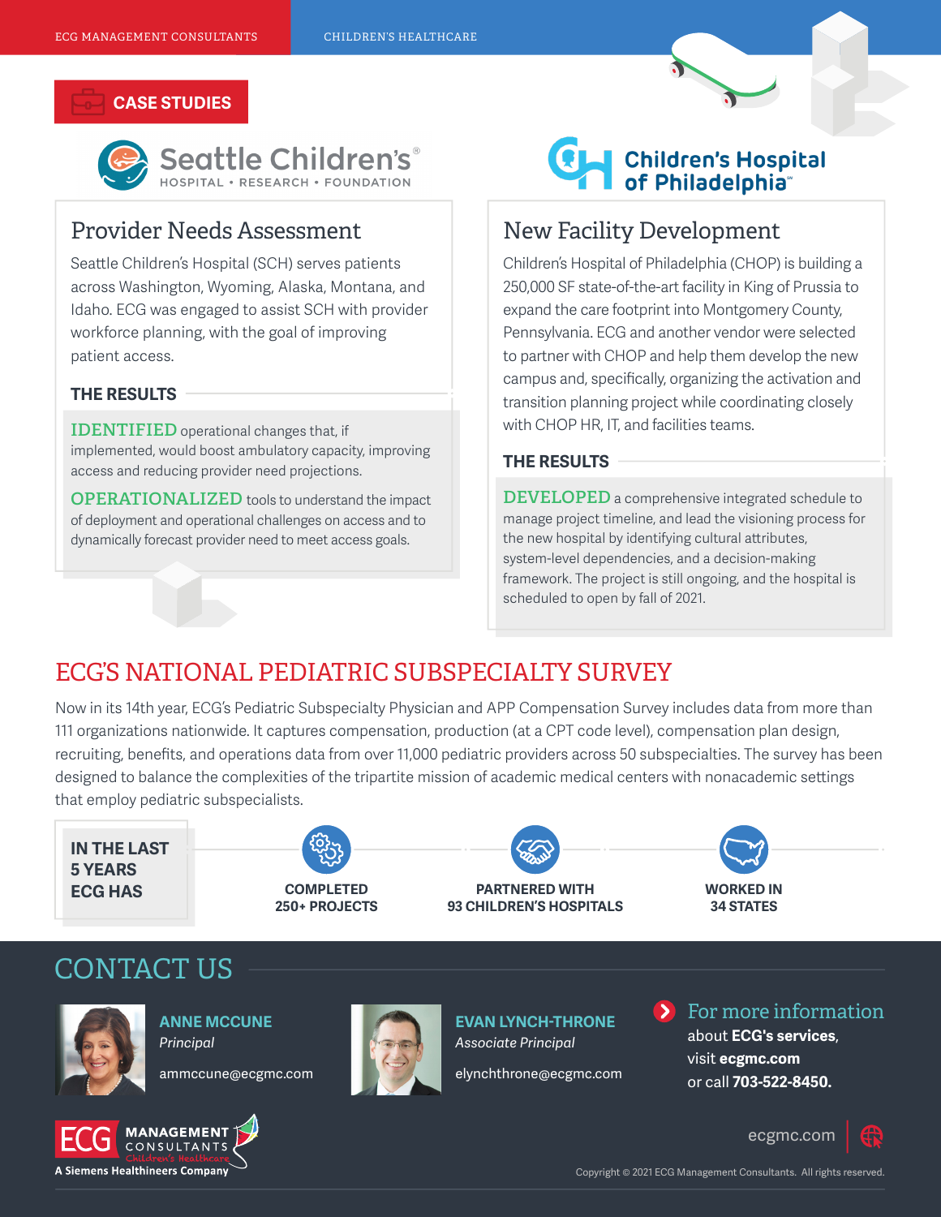ECG MANAGEMENT CONSULTANTS | CHILDREN'S HEALTHCARE

**CASE STUDIES**

Seattle Children's® HOSPITAL • RESEARCH • FOUNDATION

## Provider Needs Assessment

Seattle Children's Hospital (SCH) serves patients across Washington, Wyoming, Alaska, Montana, and Idaho. ECG was engaged to assist SCH with provider workforce planning, with the goal of improving patient access.

### THE RESULTS

**IDENTIFIED** operational changes that, if implemented, would boost ambulatory capacity, improving access and reducing provider need projections.

**OPERATIONALIZED** tools to understand the impact of deployment and operational challenges on access and to dynamically forecast provider need to meet access goals.

Children's Hospital of Philadelphia℠

## New Facility Development

Children's Hospital of Philadelphia (CHOP) is building a 250,000 SF state-of-the-art facility in King of Prussia to expand the care footprint into Montgomery County, Pennsylvania. ECG and another vendor were selected to partner with CHOP and help them develop the new campus and, specifically, organizing the activation and transition planning project while coordinating closely with CHOP HR, IT, and facilities teams.

### THE RESULTS

**DEVELOPED** a comprehensive integrated schedule to manage project timeline, and lead the visioning process for the new hospital by identifying cultural attributes, system-level dependencies, and a decision-making framework. The project is still ongoing, and the hospital is scheduled to open by fall of 2021.

## ECG'S NATIONAL PEDIATRIC SUBSPECIALTY SURVEY

Now in its 14th year, ECG's Pediatric Subspecialty Physician and APP Compensation Survey includes data from more than 111 organizations nationwide. It captures compensation, production (at a CPT code level), compensation plan design, recruiting, benefits, and operations data from over 11,000 pediatric providers across 50 subspecialties. The survey has been designed to balance the complexities of the tripartite mission of academic medical centers with nonacademic settings that employ pediatric subspecialists.

**IN THE LAST 5 YEARS ECG HAS**

- **COMPLETED 250+ PROJECTS**
- **PARTNERED WITH 93 CHILDREN'S HOSPITALS**
- **WORKED IN 34 STATES**

## CONTACT US

**ANNE MCCUNE**
*Principal*
ammccune@ecgmc.com

**EVAN LYNCH-THRONE**
*Associate Principal*
elynchthrone@ecgmc.com

For more information about **ECG's services**, visit **ecgmc.com** or call **703-522-8450.**

ECG MANAGEMENT CONSULTANTS Children's Healthcare
A Siemens Healthineers Company

ecgmc.com

Copyright © 2021 ECG Management Consultants. All rights reserved.